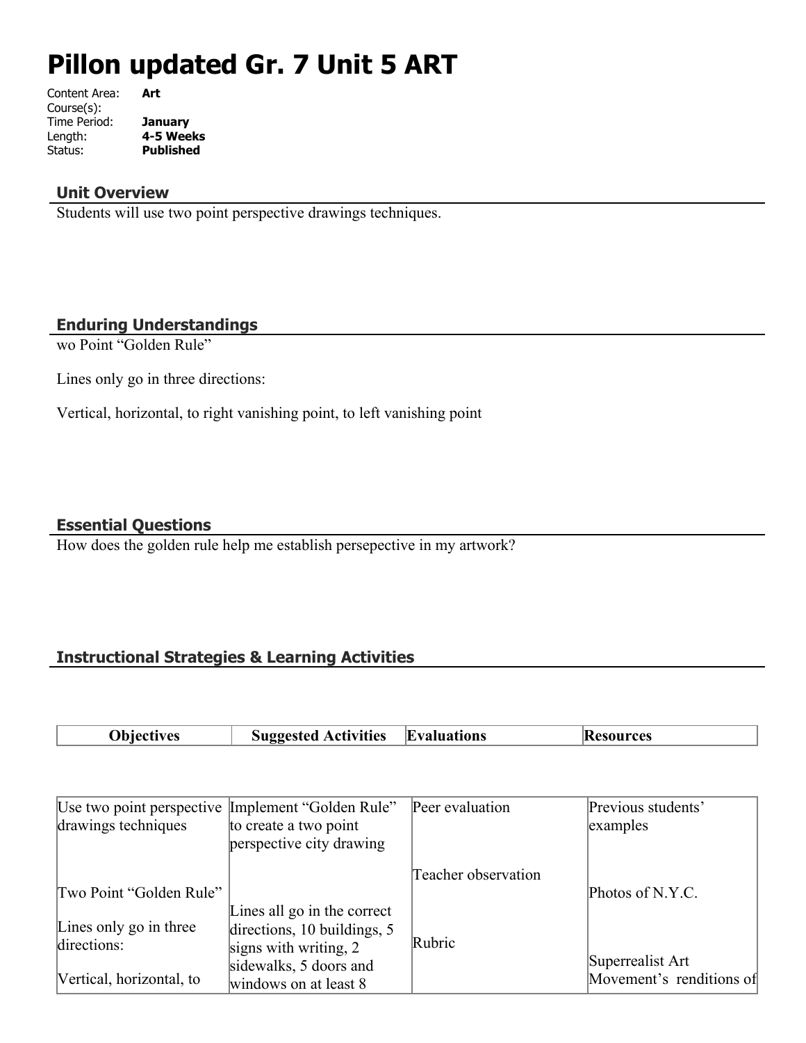# Pillon updated Gr. 7 Unit 5 ART

Content Area: **Art**
Course(s):
Time Period: **January**
Length: **4-5 Weeks**
Status: **Published**

## Unit Overview

Students will use two point perspective drawings techniques.

## Enduring Understandings

wo Point "Golden Rule"

Lines only go in three directions:

Vertical, horizontal, to right vanishing point, to left vanishing point

## Essential Questions

How does the golden rule help me establish persepective in my artwork?

## Instructional Strategies & Learning Activities

| Objectives | Suggested Activities | Evaluations | Resources |
|---|---|---|---|
| Use two point perspective drawings techniques<br><br>Two Point "Golden Rule"<br><br>Lines only go in three directions:<br><br>Vertical, horizontal, to | Implement "Golden Rule" to create a two point perspective city drawing<br><br>Lines all go in the correct directions, 10 buildings, 5 signs with writing, 2 sidewalks, 5 doors and windows on at least 8 | Peer evaluation<br><br>Teacher observation<br><br>Rubric | Previous students' examples<br><br>Photos of N.Y.C.<br><br>Superrealist Art Movement's renditions of |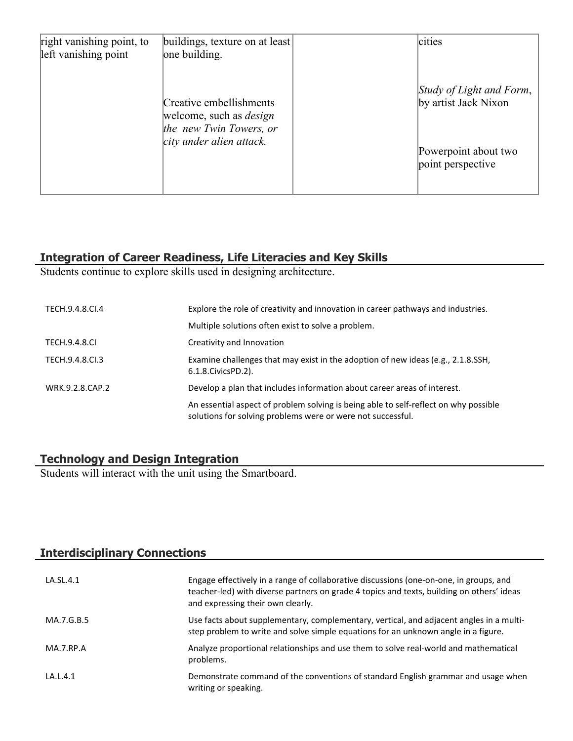| | | | |
|---|---|---|---|
| right vanishing point, to left vanishing point | buildings, texture on at least one building.<br><br>Creative embellishments welcome, such as *design the new Twin Towers, or city under alien attack.* | | cities<br><br>*Study of Light and Form*, by artist Jack Nixon<br><br>Powerpoint about two point perspective |

## Integration of Career Readiness, Life Literacies and Key Skills

Students continue to explore skills used in designing architecture.

| | |
|---|---|
| TECH.9.4.8.CI.4 | Explore the role of creativity and innovation in career pathways and industries. |
| | Multiple solutions often exist to solve a problem. |
| TECH.9.4.8.CI | Creativity and Innovation |
| TECH.9.4.8.CI.3 | Examine challenges that may exist in the adoption of new ideas (e.g., 2.1.8.SSH, 6.1.8.CivicsPD.2). |
| WRK.9.2.8.CAP.2 | Develop a plan that includes information about career areas of interest. |
| | An essential aspect of problem solving is being able to self-reflect on why possible solutions for solving problems were or were not successful. |

## Technology and Design Integration

Students will interact with the unit using the Smartboard.

## Interdisciplinary Connections

| | |
|---|---|
| LA.SL.4.1 | Engage effectively in a range of collaborative discussions (one-on-one, in groups, and teacher-led) with diverse partners on grade 4 topics and texts, building on others' ideas and expressing their own clearly. |
| MA.7.G.B.5 | Use facts about supplementary, complementary, vertical, and adjacent angles in a multi-step problem to write and solve simple equations for an unknown angle in a figure. |
| MA.7.RP.A | Analyze proportional relationships and use them to solve real-world and mathematical problems. |
| LA.L.4.1 | Demonstrate command of the conventions of standard English grammar and usage when writing or speaking. |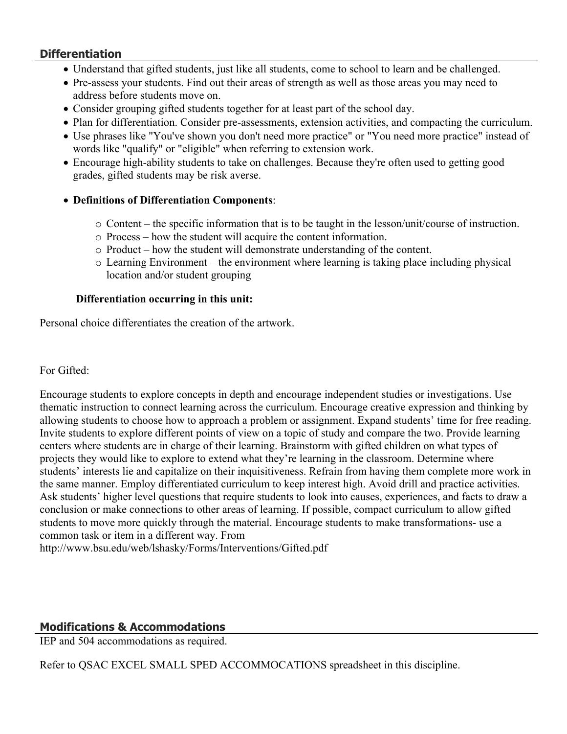## Differentiation

- Understand that gifted students, just like all students, come to school to learn and be challenged.
- Pre-assess your students. Find out their areas of strength as well as those areas you may need to address before students move on.
- Consider grouping gifted students together for at least part of the school day.
- Plan for differentiation. Consider pre-assessments, extension activities, and compacting the curriculum.
- Use phrases like "You've shown you don't need more practice" or "You need more practice" instead of words like "qualify" or "eligible" when referring to extension work.
- Encourage high-ability students to take on challenges. Because they're often used to getting good grades, gifted students may be risk averse.
- **Definitions of Differentiation Components**:
    - Content – the specific information that is to be taught in the lesson/unit/course of instruction.
    - Process – how the student will acquire the content information.
    - Product – how the student will demonstrate understanding of the content.
    - Learning Environment – the environment where learning is taking place including physical location and/or student grouping

**Differentiation occurring in this unit:**

Personal choice differentiates the creation of the artwork.

For Gifted:

Encourage students to explore concepts in depth and encourage independent studies or investigations. Use thematic instruction to connect learning across the curriculum. Encourage creative expression and thinking by allowing students to choose how to approach a problem or assignment. Expand students' time for free reading. Invite students to explore different points of view on a topic of study and compare the two. Provide learning centers where students are in charge of their learning. Brainstorm with gifted children on what types of projects they would like to explore to extend what they're learning in the classroom. Determine where students' interests lie and capitalize on their inquisitiveness. Refrain from having them complete more work in the same manner. Employ differentiated curriculum to keep interest high. Avoid drill and practice activities. Ask students' higher level questions that require students to look into causes, experiences, and facts to draw a conclusion or make connections to other areas of learning. If possible, compact curriculum to allow gifted students to move more quickly through the material. Encourage students to make transformations- use a common task or item in a different way. From http://www.bsu.edu/web/lshasky/Forms/Interventions/Gifted.pdf

## Modifications & Accommodations

IEP and 504 accommodations as required.

Refer to QSAC EXCEL SMALL SPED ACCOMMOCATIONS spreadsheet in this discipline.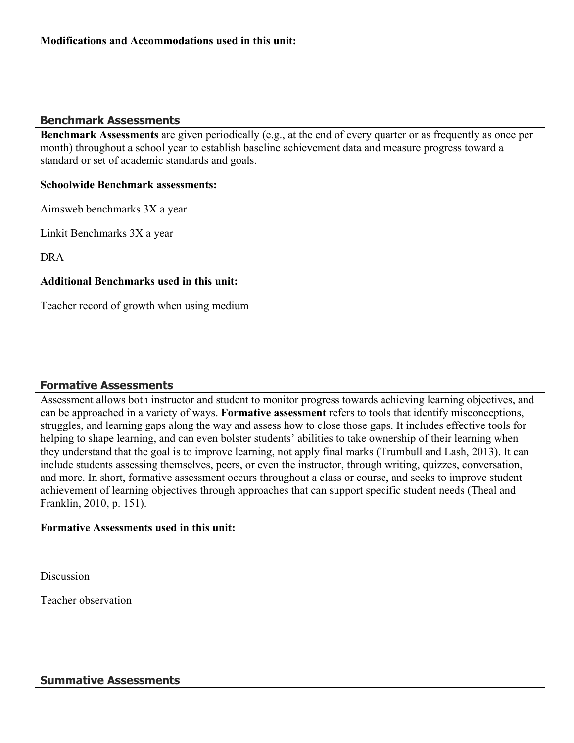**Modifications and Accommodations used in this unit:**

## Benchmark Assessments

**Benchmark Assessments** are given periodically (e.g., at the end of every quarter or as frequently as once per month) throughout a school year to establish baseline achievement data and measure progress toward a standard or set of academic standards and goals.

**Schoolwide Benchmark assessments:**

Aimsweb benchmarks 3X a year

Linkit Benchmarks 3X a year

DRA

**Additional Benchmarks used in this unit:**

Teacher record of growth when using medium

## Formative Assessments

Assessment allows both instructor and student to monitor progress towards achieving learning objectives, and can be approached in a variety of ways. **Formative assessment** refers to tools that identify misconceptions, struggles, and learning gaps along the way and assess how to close those gaps. It includes effective tools for helping to shape learning, and can even bolster students' abilities to take ownership of their learning when they understand that the goal is to improve learning, not apply final marks (Trumbull and Lash, 2013). It can include students assessing themselves, peers, or even the instructor, through writing, quizzes, conversation, and more. In short, formative assessment occurs throughout a class or course, and seeks to improve student achievement of learning objectives through approaches that can support specific student needs (Theal and Franklin, 2010, p. 151).

**Formative Assessments used in this unit:**

Discussion

Teacher observation

## Summative Assessments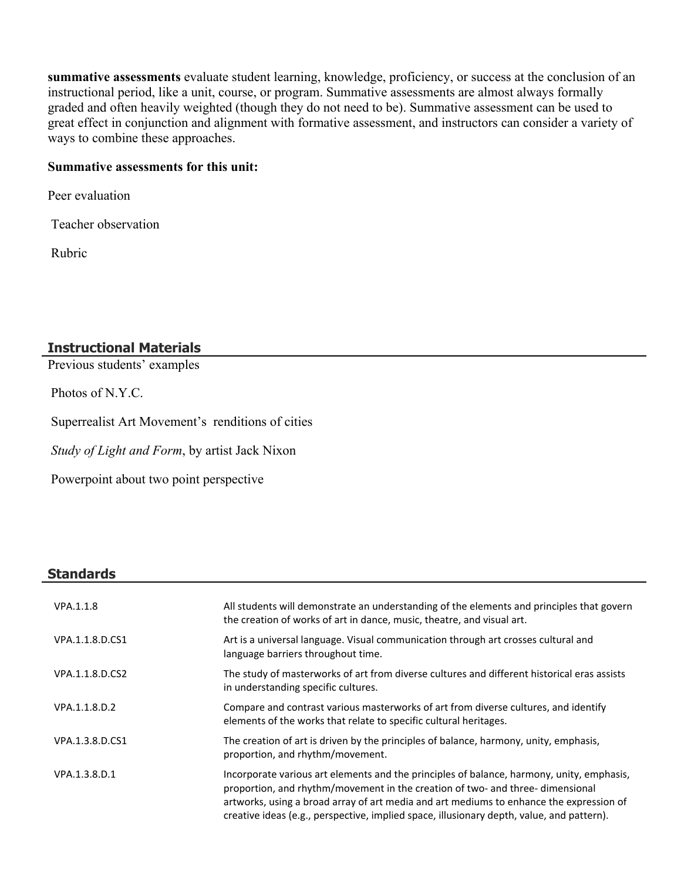**summative assessments** evaluate student learning, knowledge, proficiency, or success at the conclusion of an instructional period, like a unit, course, or program. Summative assessments are almost always formally graded and often heavily weighted (though they do not need to be). Summative assessment can be used to great effect in conjunction and alignment with formative assessment, and instructors can consider a variety of ways to combine these approaches.

**Summative assessments for this unit:**

Peer evaluation

Teacher observation

Rubric

## Instructional Materials

Previous students' examples

Photos of N.Y.C.

Superrealist Art Movement's renditions of cities

*Study of Light and Form*, by artist Jack Nixon

Powerpoint about two point perspective

## Standards

| | |
|---|---|
| VPA.1.1.8 | All students will demonstrate an understanding of the elements and principles that govern the creation of works of art in dance, music, theatre, and visual art. |
| VPA.1.1.8.D.CS1 | Art is a universal language. Visual communication through art crosses cultural and language barriers throughout time. |
| VPA.1.1.8.D.CS2 | The study of masterworks of art from diverse cultures and different historical eras assists in understanding specific cultures. |
| VPA.1.1.8.D.2 | Compare and contrast various masterworks of art from diverse cultures, and identify elements of the works that relate to specific cultural heritages. |
| VPA.1.3.8.D.CS1 | The creation of art is driven by the principles of balance, harmony, unity, emphasis, proportion, and rhythm/movement. |
| VPA.1.3.8.D.1 | Incorporate various art elements and the principles of balance, harmony, unity, emphasis, proportion, and rhythm/movement in the creation of two- and three- dimensional artworks, using a broad array of art media and art mediums to enhance the expression of creative ideas (e.g., perspective, implied space, illusionary depth, value, and pattern). |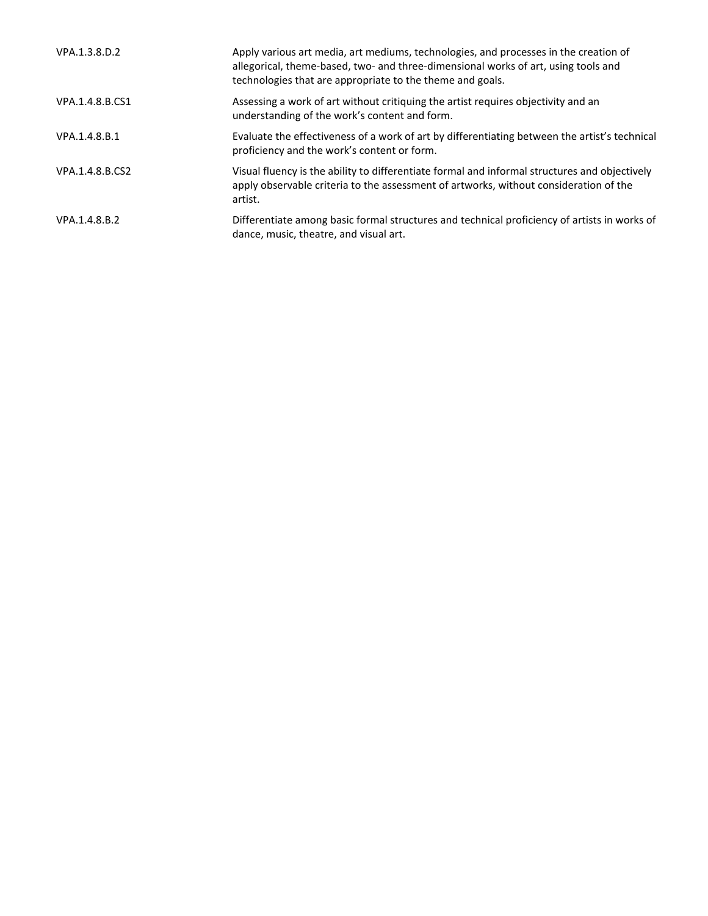| | |
|---|---|
| VPA.1.3.8.D.2 | Apply various art media, art mediums, technologies, and processes in the creation of allegorical, theme-based, two- and three-dimensional works of art, using tools and technologies that are appropriate to the theme and goals. |
| VPA.1.4.8.B.CS1 | Assessing a work of art without critiquing the artist requires objectivity and an understanding of the work's content and form. |
| VPA.1.4.8.B.1 | Evaluate the effectiveness of a work of art by differentiating between the artist's technical proficiency and the work's content or form. |
| VPA.1.4.8.B.CS2 | Visual fluency is the ability to differentiate formal and informal structures and objectively apply observable criteria to the assessment of artworks, without consideration of the artist. |
| VPA.1.4.8.B.2 | Differentiate among basic formal structures and technical proficiency of artists in works of dance, music, theatre, and visual art. |